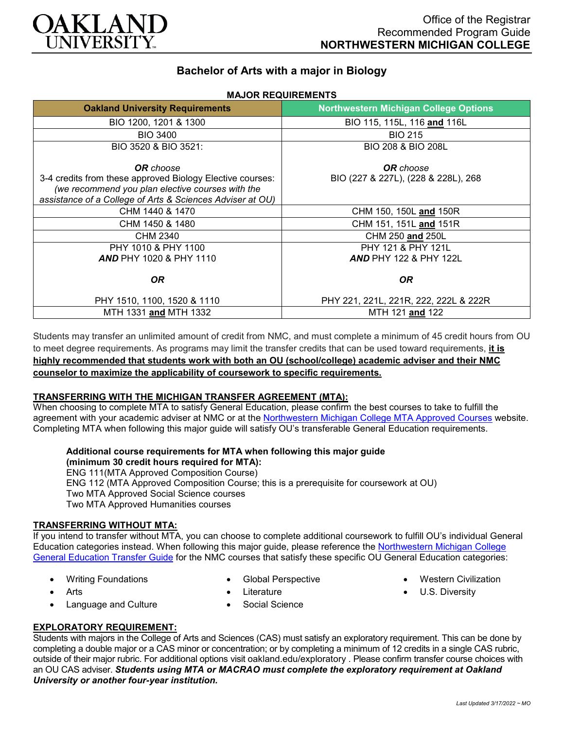# OAKLAND UNIVERSITY

Office of the Registrar
Recommended Program Guide
**NORTHWESTERN MICHIGAN COLLEGE**

## Bachelor of Arts with a major in Biology

**MAJOR REQUIREMENTS**

| Oakland University Requirements | Northwestern Michigan College Options |
|---|---|
| BIO 1200, 1201 & 1300 | BIO 115, 115L, 116 **and** 116L |
| BIO 3400 | BIO 215 |
| BIO 3520 & BIO 3521:<br><br>***OR*** *choose*<br>3-4 credits from these approved Biology Elective courses:<br>*(we recommend you plan elective courses with the assistance of a College of Arts & Sciences Adviser at OU)* | BIO 208 & BIO 208L<br><br>***OR*** *choose*<br>BIO (227 & 227L), (228 & 228L), 268 |
| CHM 1440 & 1470 | CHM 150, 150L **and** 150R |
| CHM 1450 & 1480 | CHM 151, 151L **and** 151R |
| CHM 2340 | CHM 250 **and** 250L |
| PHY 1010 & PHY 1100<br>***AND*** PHY 1020 & PHY 1110<br><br>***OR***<br><br>PHY 1510, 1100, 1520 & 1110 | PHY 121 & PHY 121L<br>***AND*** PHY 122 & PHY 122L<br><br>***OR***<br><br>PHY 221, 221L, 221R, 222, 222L & 222R |
| MTH 1331 **and** MTH 1332 | MTH 121 **and** 122 |

Students may transfer an unlimited amount of credit from NMC, and must complete a minimum of 45 credit hours from OU to meet degree requirements. As programs may limit the transfer credits that can be used toward requirements, **it is highly recommended that students work with both an OU (school/college) academic adviser and their NMC counselor to maximize the applicability of coursework to specific requirements.**

### TRANSFERRING WITH THE MICHIGAN TRANSFER AGREEMENT (MTA):

When choosing to complete MTA to satisfy General Education, please confirm the best courses to take to fulfill the agreement with your academic adviser at NMC or at the Northwestern Michigan College MTA Approved Courses website. Completing MTA when following this major guide will satisfy OU's transferable General Education requirements.

**Additional course requirements for MTA when following this major guide (minimum 30 credit hours required for MTA):**
ENG 111(MTA Approved Composition Course)
ENG 112 (MTA Approved Composition Course; this is a prerequisite for coursework at OU)
Two MTA Approved Social Science courses
Two MTA Approved Humanities courses

### TRANSFERRING WITHOUT MTA:

If you intend to transfer without MTA, you can choose to complete additional coursework to fulfill OU's individual General Education categories instead. When following this major guide, please reference the Northwestern Michigan College General Education Transfer Guide for the NMC courses that satisfy these specific OU General Education categories:

- Writing Foundations
- Arts
- Language and Culture
- Global Perspective
- Literature
- Social Science
- Western Civilization
- U.S. Diversity

### EXPLORATORY REQUIREMENT:

Students with majors in the College of Arts and Sciences (CAS) must satisfy an exploratory requirement. This can be done by completing a double major or a CAS minor or concentration; or by completing a minimum of 12 credits in a single CAS rubric, outside of their major rubric. For additional options visit oakland.edu/exploratory . Please confirm transfer course choices with an OU CAS adviser. ***Students using MTA or MACRAO must complete the exploratory requirement at Oakland University or another four-year institution.***

*Last Updated 3/17/2022 ~ MO*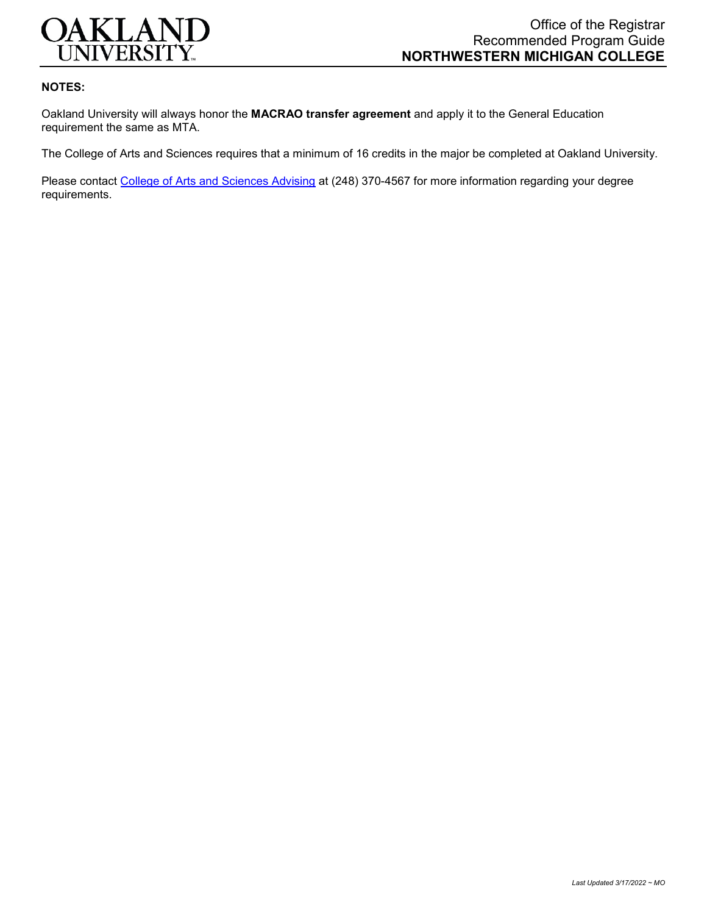**NOTES:**

Oakland University will always honor the **MACRAO transfer agreement** and apply it to the General Education requirement the same as MTA.

The College of Arts and Sciences requires that a minimum of 16 credits in the major be completed at Oakland University.

Please contact College of Arts and Sciences Advising at (248) 370-4567 for more information regarding your degree requirements.